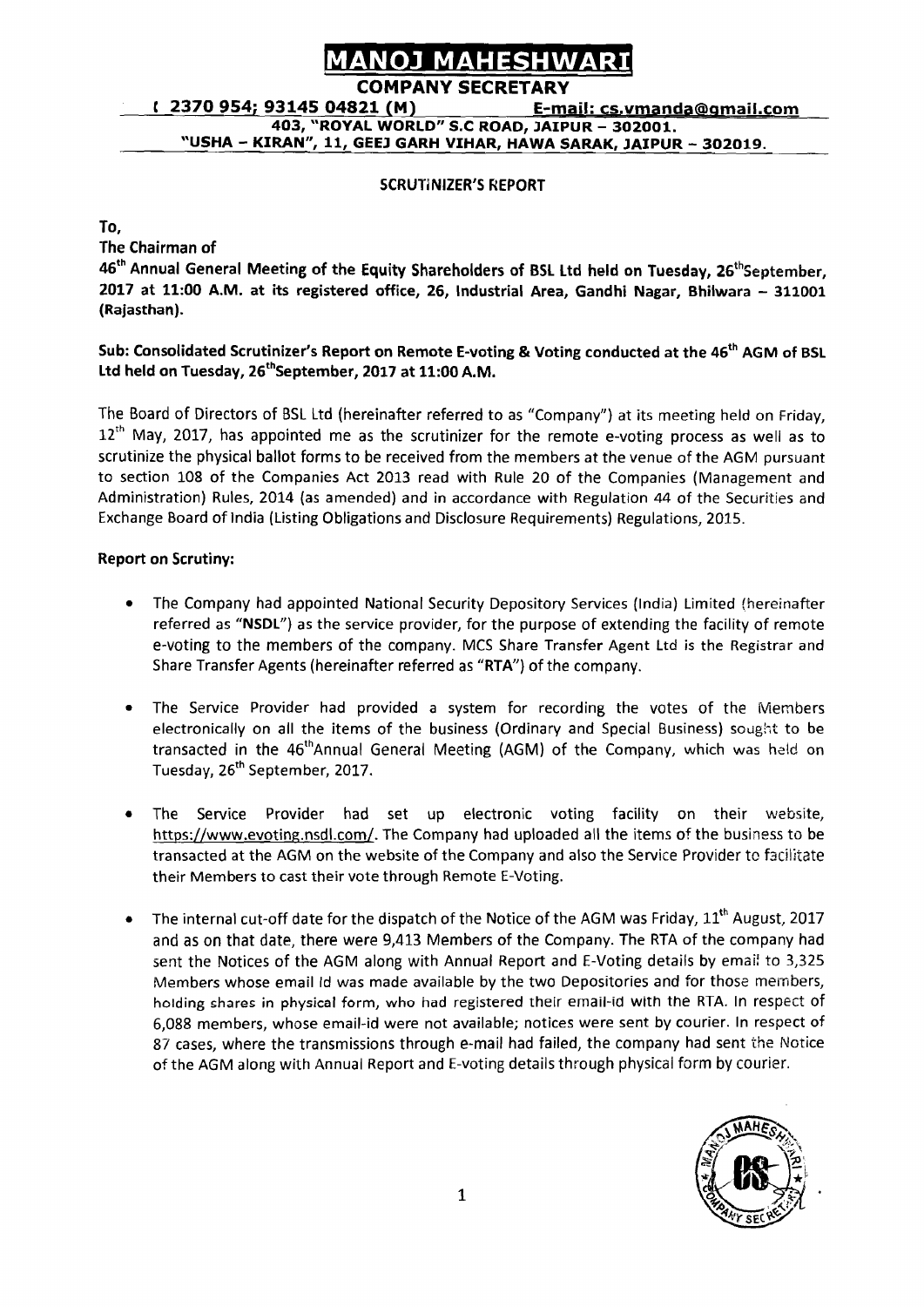# MANOJ MAHESHWARI

**COMPANY SECRETARY**

**( 2370 954; 93145 04821 (M) E-mail: cs.vmanda@gmail.com**

**403, "ROYAL WORLD" S.C ROAD, JAIPUR – 302001.**

**"USHA – KIRAN", 11, GEEJ GARH VIHAR, HAWA SARAK, JAIPUR – 302019.**

**SCRUTINIZER'S REPORT**

**To,**

**The Chairman of**

**46th Annual General Meeting of the Equity Shareholders of BSL Ltd held on Tuesday, 26th September, 2017 at 11:00 A.M. at its registered office, 26, Industrial Area, Gandhi Nagar, Bhilwara – 311001 (Rajasthan).**

**Sub: Consolidated Scrutinizer's Report on Remote E-voting & Voting conducted at the 46th AGM of BSL Ltd held on Tuesday, 26th September, 2017 at 11:00 A.M.**

The Board of Directors of BSL Ltd (hereinafter referred to as "Company") at its meeting held on Friday, 12th May, 2017, has appointed me as the scrutinizer for the remote e-voting process as well as to scrutinize the physical ballot forms to be received from the members at the venue of the AGM pursuant to section 108 of the Companies Act 2013 read with Rule 20 of the Companies (Management and Administration) Rules, 2014 (as amended) and in accordance with Regulation 44 of the Securities and Exchange Board of India (Listing Obligations and Disclosure Requirements) Regulations, 2015.

**Report on Scrutiny:**

- The Company had appointed National Security Depository Services (India) Limited (hereinafter referred as "**NSDL**") as the service provider, for the purpose of extending the facility of remote e-voting to the members of the company. MCS Share Transfer Agent Ltd is the Registrar and Share Transfer Agents (hereinafter referred as "**RTA**") of the company.
- The Service Provider had provided a system for recording the votes of the Members electronically on all the items of the business (Ordinary and Special Business) sought to be transacted in the 46th Annual General Meeting (AGM) of the Company, which was held on Tuesday, 26th September, 2017.
- The Service Provider had set up electronic voting facility on their website, https://www.evoting.nsdl.com/. The Company had uploaded all the items of the business to be transacted at the AGM on the website of the Company and also the Service Provider to facilitate their Members to cast their vote through Remote E-Voting.
- The internal cut-off date for the dispatch of the Notice of the AGM was Friday, 11th August, 2017 and as on that date, there were 9,413 Members of the Company. The RTA of the company had sent the Notices of the AGM along with Annual Report and E-Voting details by email to 3,325 Members whose email Id was made available by the two Depositories and for those members, holding shares in physical form, who had registered their email-id with the RTA. In respect of 6,088 members, whose email-id were not available; notices were sent by courier. In respect of 87 cases, where the transmissions through e-mail had failed, the company had sent the Notice of the AGM along with Annual Report and E-voting details through physical form by courier.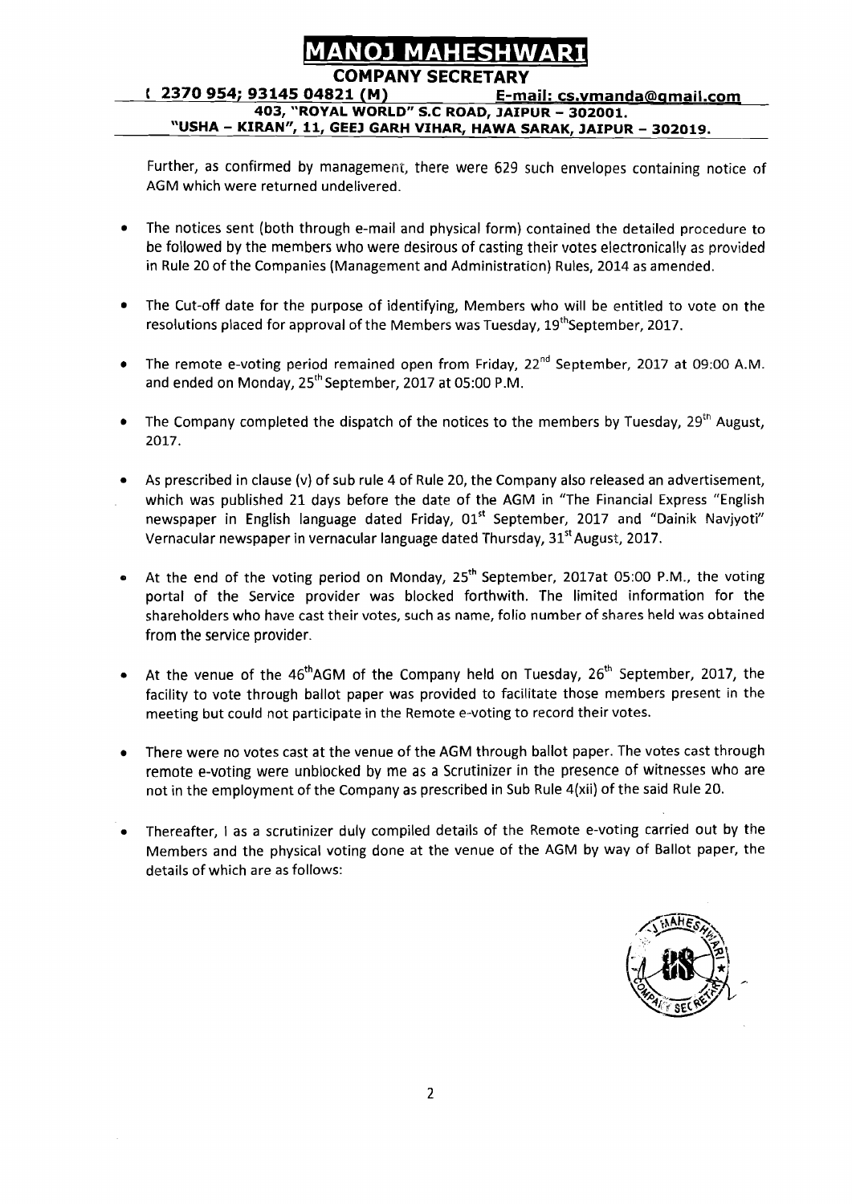Further, as confirmed by management, there were 629 such envelopes containing notice of AGM which were returned undelivered.

- The notices sent (both through e-mail and physical form) contained the detailed procedure to be followed by the members who were desirous of casting their votes electronically as provided in Rule 20 of the Companies (Management and Administration) Rules, 2014 as amended.

- The Cut-off date for the purpose of identifying, Members who will be entitled to vote on the resolutions placed for approval of the Members was Tuesday, 19th September, 2017.

- The remote e-voting period remained open from Friday, 22nd September, 2017 at 09:00 A.M. and ended on Monday, 25th September, 2017 at 05:00 P.M.

- The Company completed the dispatch of the notices to the members by Tuesday, 29th August, 2017.

- As prescribed in clause (v) of sub rule 4 of Rule 20, the Company also released an advertisement, which was published 21 days before the date of the AGM in "The Financial Express "English newspaper in English language dated Friday, 01st September, 2017 and "Dainik Navjyoti" Vernacular newspaper in vernacular language dated Thursday, 31st August, 2017.

- At the end of the voting period on Monday, 25th September, 2017at 05:00 P.M., the voting portal of the Service provider was blocked forthwith. The limited information for the shareholders who have cast their votes, such as name, folio number of shares held was obtained from the service provider.

- At the venue of the 46th AGM of the Company held on Tuesday, 26th September, 2017, the facility to vote through ballot paper was provided to facilitate those members present in the meeting but could not participate in the Remote e-voting to record their votes.

- There were no votes cast at the venue of the AGM through ballot paper. The votes cast through remote e-voting were unblocked by me as a Scrutinizer in the presence of witnesses who are not in the employment of the Company as prescribed in Sub Rule 4(xii) of the said Rule 20.

- Thereafter, I as a scrutinizer duly compiled details of the Remote e-voting carried out by the Members and the physical voting done at the venue of the AGM by way of Ballot paper, the details of which are as follows: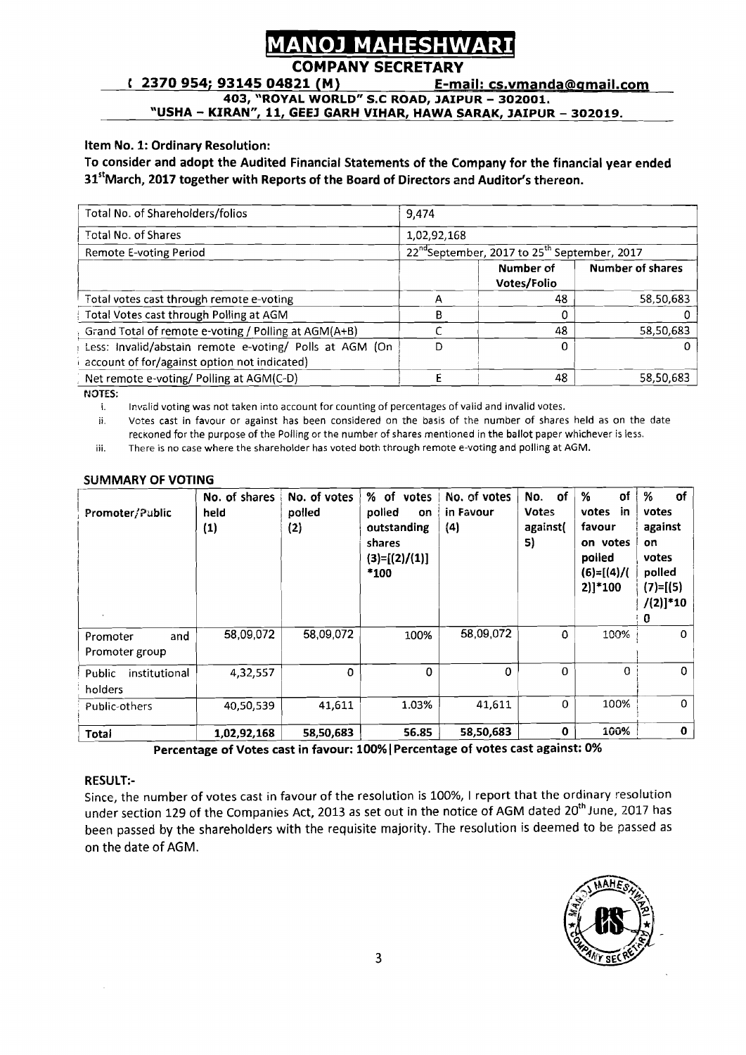# MANOJ MAHESHWARI

## COMPANY SECRETARY

( 2370 954; 93145 04821 (M) E-mail: cs.vmanda@gmail.com

403, "ROYAL WORLD" S.C ROAD, JAIPUR – 302001.

"USHA – KIRAN", 11, GEEJ GARH VIHAR, HAWA SARAK, JAIPUR – 302019.

**Item No. 1: Ordinary Resolution:**

**To consider and adopt the Audited Financial Statements of the Company for the financial year ended 31st March, 2017 together with Reports of the Board of Directors and Auditor's thereon.**

| Total No. of Shareholders/folios | 9,474 | | |
|---|---|---|---|
| Total No. of Shares | 1,02,92,168 | | |
| Remote E-voting Period | 22nd September, 2017 to 25th September, 2017 | | |
| | | Number of Votes/Folio | Number of shares |
| Total votes cast through remote e-voting | A | 48 | 58,50,683 |
| Total Votes cast through Polling at AGM | B | 0 | 0 |
| Grand Total of remote e-voting / Polling at AGM(A+B) | C | 48 | 58,50,683 |
| Less: Invalid/abstain remote e-voting/ Polls at AGM (On account of for/against option not indicated) | D | 0 | 0 |
| Net remote e-voting/ Polling at AGM(C-D) | E | 48 | 58,50,683 |

NOTES:

i. Invalid voting was not taken into account for counting of percentages of valid and invalid votes.

ii. Votes cast in favour or against has been considered on the basis of the number of shares held as on the date reckoned for the purpose of the Polling or the number of shares mentioned in the ballot paper whichever is less.

iii. There is no case where the shareholder has voted both through remote e-voting and polling at AGM.

### SUMMARY OF VOTING

| Promoter/Public | No. of shares held (1) | No. of votes polled (2) | % of votes polled on outstanding shares (3)=[(2)/(1)] *100 | No. of votes in Favour (4) | No. of Votes against( 5) | % of votes in favour on votes polled (6)=[(4)/(2)]*100 | % of votes against on votes polled (7)=[(5)/(2)]*100 |
|---|---|---|---|---|---|---|---|
| Promoter and Promoter group | 58,09,072 | 58,09,072 | 100% | 58,09,072 | 0 | 100% | 0 |
| Public institutional holders | 4,32,557 | 0 | 0 | 0 | 0 | 0 | 0 |
| Public-others | 40,50,539 | 41,611 | 1.03% | 41,611 | 0 | 100% | 0 |
| **Total** | **1,02,92,168** | **58,50,683** | **56.85** | **58,50,683** | **0** | **100%** | **0** |

**Percentage of Votes cast in favour: 100% | Percentage of votes cast against: 0%**

**RESULT:-**

Since, the number of votes cast in favour of the resolution is 100%, I report that the ordinary resolution under section 129 of the Companies Act, 2013 as set out in the notice of AGM dated 20th June, 2017 has been passed by the shareholders with the requisite majority. The resolution is deemed to be passed as on the date of AGM.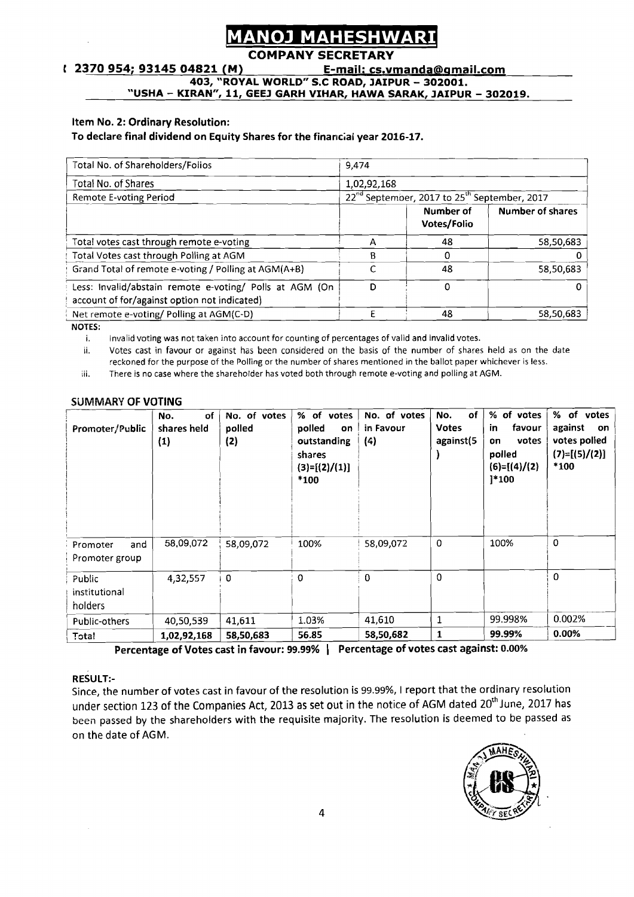# MANOJ MAHESHWARI

**COMPANY SECRETARY**

**( 2370 954; 93145 04821 (M) E-mail: cs.vmanda@gmail.com**

**403, "ROYAL WORLD" S.C ROAD, JAIPUR – 302001.**

**"USHA – KIRAN", 11, GEEJ GARH VIHAR, HAWA SARAK, JAIPUR – 302019.**

**Item No. 2: Ordinary Resolution:**

**To declare final dividend on Equity Shares for the financial year 2016-17.**

| Total No. of Shareholders/Folios | 9,474 | | |
|---|---|---|---|
| Total No. of Shares | 1,02,92,168 | | |
| Remote E-voting Period | 22nd September, 2017 to 25th September, 2017 | | |
| | | Number of Votes/Folio | Number of shares |
| Total votes cast through remote e-voting | A | 48 | 58,50,683 |
| Total Votes cast through Polling at AGM | B | 0 | 0 |
| Grand Total of remote e-voting / Polling at AGM(A+B) | C | 48 | 58,50,683 |
| Less: Invalid/abstain remote e-voting/ Polls at AGM (On account of for/against option not indicated) | D | 0 | 0 |
| Net remote e-voting/ Polling at AGM(C-D) | E | 48 | 58,50,683 |

**NOTES:**

i. Invalid voting was not taken into account for counting of percentages of valid and invalid votes.

ii. Votes cast in favour or against has been considered on the basis of the number of shares held as on the date reckoned for the purpose of the Polling or the number of shares mentioned in the ballot paper whichever is less.

iii. There is no case where the shareholder has voted both through remote e-voting and polling at AGM.

## SUMMARY OF VOTING

| Promoter/Public | No. of shares held (1) | No. of votes polled (2) | % of votes polled on outstanding shares (3)=[(2)/(1)] *100 | No. of votes in Favour (4) | No. of Votes against(5) | % of votes in favour on votes polled (6)=[(4)/(2)]*100 | % of votes against on votes polled (7)=[(5)/(2)] *100 |
|---|---|---|---|---|---|---|---|
| Promoter and Promoter group | 58,09,072 | 58,09,072 | 100% | 58,09,072 | 0 | 100% | 0 |
| Public institutional holders | 4,32,557 | 0 | 0 | 0 | 0 | | 0 |
| Public-others | 40,50,539 | 41,611 | 1.03% | 41,610 | 1 | 99.998% | 0.002% |
| **Total** | **1,02,92,168** | **58,50,683** | **56.85** | **58,50,682** | **1** | **99.99%** | **0.00%** |

**Percentage of Votes cast in favour: 99.99% | Percentage of votes cast against: 0.00%**

**RESULT:-**

Since, the number of votes cast in favour of the resolution is 99.99%, I report that the ordinary resolution under section 123 of the Companies Act, 2013 as set out in the notice of AGM dated 20th June, 2017 has been passed by the shareholders with the requisite majority. The resolution is deemed to be passed as on the date of AGM.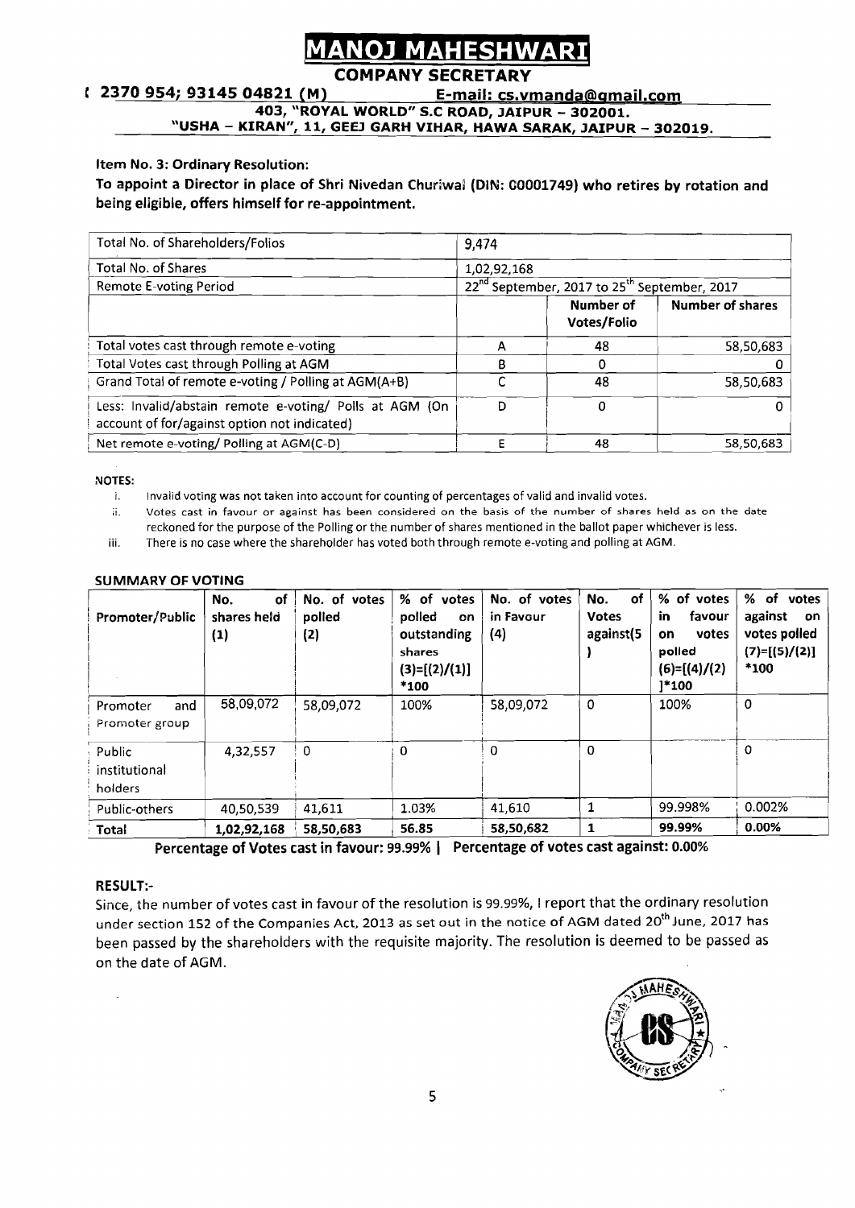# MANOJ MAHESHWARI

**COMPANY SECRETARY**

**( 2370 954; 93145 04821 (M) E-mail: cs.vmanda@gmail.com**

**403, "ROYAL WORLD" S.C ROAD, JAIPUR – 302001.**

**"USHA – KIRAN", 11, GEEJ GARH VIHAR, HAWA SARAK, JAIPUR – 302019.**

**Item No. 3: Ordinary Resolution:**

**To appoint a Director in place of Shri Nivedan Churiwal (DIN: 00001749) who retires by rotation and being eligible, offers himself for re-appointment.**

| Total No. of Shareholders/Folios | 9,474 | | |
|---|---|---|---|
| Total No. of Shares | 1,02,92,168 | | |
| Remote E-voting Period | 22nd September, 2017 to 25th September, 2017 | | |
| | | Number of Votes/Folio | Number of shares |
| Total votes cast through remote e-voting | A | 48 | 58,50,683 |
| Total Votes cast through Polling at AGM | B | 0 | 0 |
| Grand Total of remote e-voting / Polling at AGM(A+B) | C | 48 | 58,50,683 |
| Less: Invalid/abstain remote e-voting/ Polls at AGM (On account of for/against option not indicated) | D | 0 | 0 |
| Net remote e-voting/ Polling at AGM(C-D) | E | 48 | 58,50,683 |

**NOTES:**

i. Invalid voting was not taken into account for counting of percentages of valid and invalid votes.

ii. Votes cast in favour or against has been considered on the basis of the number of shares held as on the date reckoned for the purpose of the Polling or the number of shares mentioned in the ballot paper whichever is less.

iii. There is no case where the shareholder has voted both through remote e-voting and polling at AGM.

**SUMMARY OF VOTING**

| Promoter/Public | No. of shares held (1) | No. of votes polled (2) | % of votes polled on outstanding shares (3)=[(2)/(1)] *100 | No. of votes in Favour (4) | No. of Votes against(5) | % of votes in favour on votes polled (6)=[(4)/(2)]*100 | % of votes against on votes polled (7)=[(5)/(2)] *100 |
|---|---|---|---|---|---|---|---|
| Promoter and Promoter group | 58,09,072 | 58,09,072 | 100% | 58,09,072 | 0 | 100% | 0 |
| Public institutional holders | 4,32,557 | 0 | 0 | 0 | 0 | | 0 |
| Public-others | 40,50,539 | 41,611 | 1.03% | 41,610 | 1 | 99.998% | 0.002% |
| **Total** | **1,02,92,168** | **58,50,683** | **56.85** | **58,50,682** | **1** | **99.99%** | **0.00%** |

**Percentage of Votes cast in favour: 99.99% | Percentage of votes cast against: 0.00%**

**RESULT:-**

Since, the number of votes cast in favour of the resolution is 99.99%, I report that the ordinary resolution under section 152 of the Companies Act, 2013 as set out in the notice of AGM dated 20th June, 2017 has been passed by the shareholders with the requisite majority. The resolution is deemed to be passed as on the date of AGM.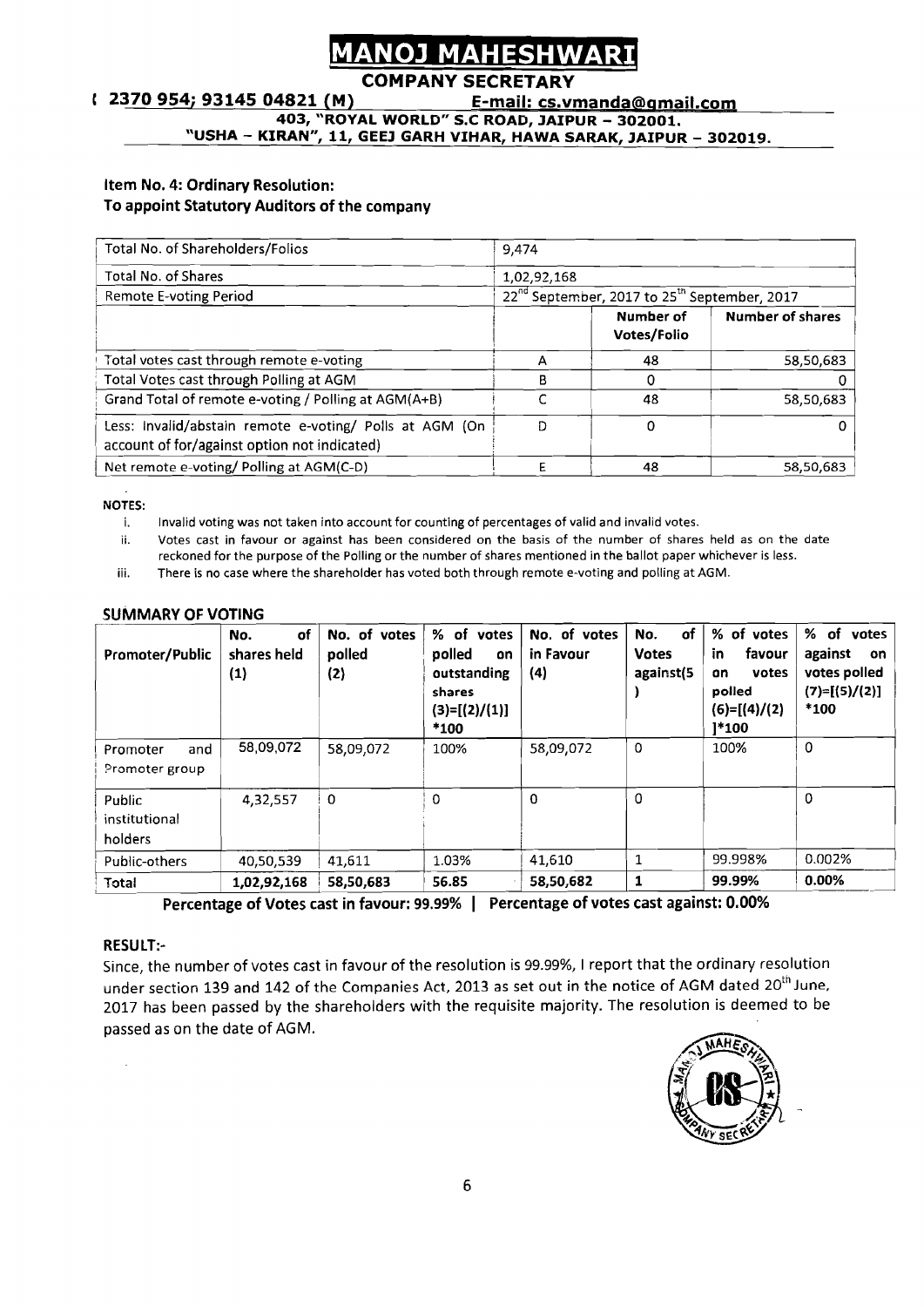# MANOJ MAHESHWARI

**COMPANY SECRETARY**

**( 2370 954; 93145 04821 (M) E-mail: cs.vmanda@gmail.com**

**403, "ROYAL WORLD" S.C ROAD, JAIPUR – 302001.**

**"USHA – KIRAN", 11, GEEJ GARH VIHAR, HAWA SARAK, JAIPUR – 302019.**

**Item No. 4: Ordinary Resolution:**
**To appoint Statutory Auditors of the company**

| Total No. of Shareholders/Folios | 9,474 | | |
|---|---|---|---|
| Total No. of Shares | 1,02,92,168 | | |
| Remote E-voting Period | 22nd September, 2017 to 25th September, 2017 | | |
| | | **Number of Votes/Folio** | **Number of shares** |
| Total votes cast through remote e-voting | A | 48 | 58,50,683 |
| Total Votes cast through Polling at AGM | B | 0 | 0 |
| Grand Total of remote e-voting / Polling at AGM(A+B) | C | 48 | 58,50,683 |
| Less: Invalid/abstain remote e-voting/ Polls at AGM (On account of for/against option not indicated) | D | 0 | 0 |
| Net remote e-voting/ Polling at AGM(C-D) | E | 48 | 58,50,683 |

**NOTES:**

i. Invalid voting was not taken into account for counting of percentages of valid and invalid votes.

ii. Votes cast in favour or against has been considered on the basis of the number of shares held as on the date reckoned for the purpose of the Polling or the number of shares mentioned in the ballot paper whichever is less.

iii. There is no case where the shareholder has voted both through remote e-voting and polling at AGM.

**SUMMARY OF VOTING**

| Promoter/Public | No. of shares held (1) | No. of votes polled (2) | % of votes polled on outstanding shares (3)=[(2)/(1)] *100 | No. of votes in Favour (4) | No. of Votes against(5) | % of votes in favour on votes polled (6)=[(4)/(2) ]*100 | % of votes against on votes polled (7)=[(5)/(2)] *100 |
|---|---|---|---|---|---|---|---|
| Promoter and Promoter group | 58,09,072 | 58,09,072 | 100% | 58,09,072 | 0 | 100% | 0 |
| Public institutional holders | 4,32,557 | 0 | 0 | 0 | 0 | | 0 |
| Public-others | 40,50,539 | 41,611 | 1.03% | 41,610 | 1 | 99.998% | 0.002% |
| **Total** | **1,02,92,168** | **58,50,683** | **56.85** | **58,50,682** | **1** | **99.99%** | **0.00%** |

**Percentage of Votes cast in favour: 99.99% | Percentage of votes cast against: 0.00%**

**RESULT:-**

Since, the number of votes cast in favour of the resolution is 99.99%, I report that the ordinary resolution under section 139 and 142 of the Companies Act, 2013 as set out in the notice of AGM dated 20th June, 2017 has been passed by the shareholders with the requisite majority. The resolution is deemed to be passed as on the date of AGM.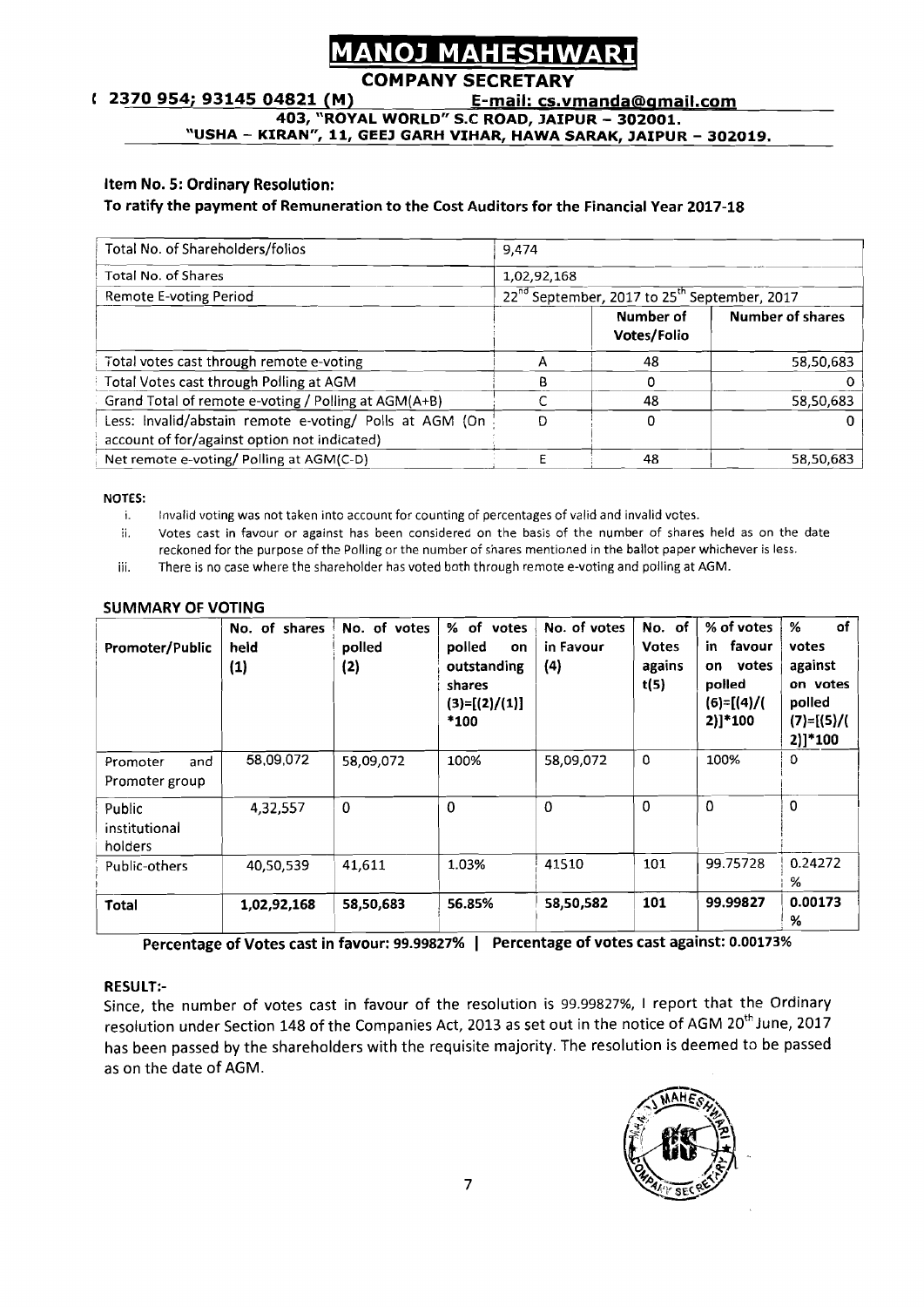# MANOJ MAHESHWARI

## COMPANY SECRETARY

( 2370 954; 93145 04821 (M) E-mail: cs.vmanda@gmail.com

**403, "ROYAL WORLD" S.C ROAD, JAIPUR – 302001.**

**"USHA – KIRAN", 11, GEEJ GARH VIHAR, HAWA SARAK, JAIPUR – 302019.**

### Item No. 5: Ordinary Resolution:

**To ratify the payment of Remuneration to the Cost Auditors for the Financial Year 2017-18**

| Total No. of Shareholders/folios | 9,474 | | |
|---|---|---|---|
| Total No. of Shares | 1,02,92,168 | | |
| Remote E-voting Period | 22nd September, 2017 to 25th September, 2017 | | |
| | | **Number of Votes/Folio** | **Number of shares** |
| Total votes cast through remote e-voting | A | 48 | 58,50,683 |
| Total Votes cast through Polling at AGM | B | 0 | 0 |
| Grand Total of remote e-voting / Polling at AGM(A+B) | C | 48 | 58,50,683 |
| Less: Invalid/abstain remote e-voting/ Polls at AGM (On account of for/against option not indicated) | D | 0 | 0 |
| Net remote e-voting/ Polling at AGM(C-D) | E | 48 | 58,50,683 |

**NOTES:**

i. Invalid voting was not taken into account for counting of percentages of valid and invalid votes.

ii. Votes cast in favour or against has been considered on the basis of the number of shares held as on the date reckoned for the purpose of the Polling or the number of shares mentioned in the ballot paper whichever is less.

iii. There is no case where the shareholder has voted both through remote e-voting and polling at AGM.

### SUMMARY OF VOTING

| Promoter/Public | No. of shares held (1) | No. of votes polled (2) | % of votes polled on outstanding shares (3)=[(2)/(1)]*100 | No. of votes in Favour (4) | No. of Votes against(5) | % of votes in favour on votes polled (6)=[(4)/(2)]*100 | % of votes against on votes polled (7)=[(5)/(2)]*100 |
|---|---|---|---|---|---|---|---|
| Promoter and Promoter group | 58,09,072 | 58,09,072 | 100% | 58,09,072 | 0 | 100% | 0 |
| Public institutional holders | 4,32,557 | 0 | 0 | 0 | 0 | 0 | 0 |
| Public-others | 40,50,539 | 41,611 | 1.03% | 41510 | 101 | 99.75728 | 0.24272 % |
| **Total** | **1,02,92,168** | **58,50,683** | **56.85%** | **58,50,582** | **101** | **99.99827** | **0.00173 %** |

**Percentage of Votes cast in favour: 99.99827% | Percentage of votes cast against: 0.00173%**

**RESULT:-**

Since, the number of votes cast in favour of the resolution is 99.99827%, I report that the Ordinary resolution under Section 148 of the Companies Act, 2013 as set out in the notice of AGM 20th June, 2017 has been passed by the shareholders with the requisite majority. The resolution is deemed to be passed as on the date of AGM.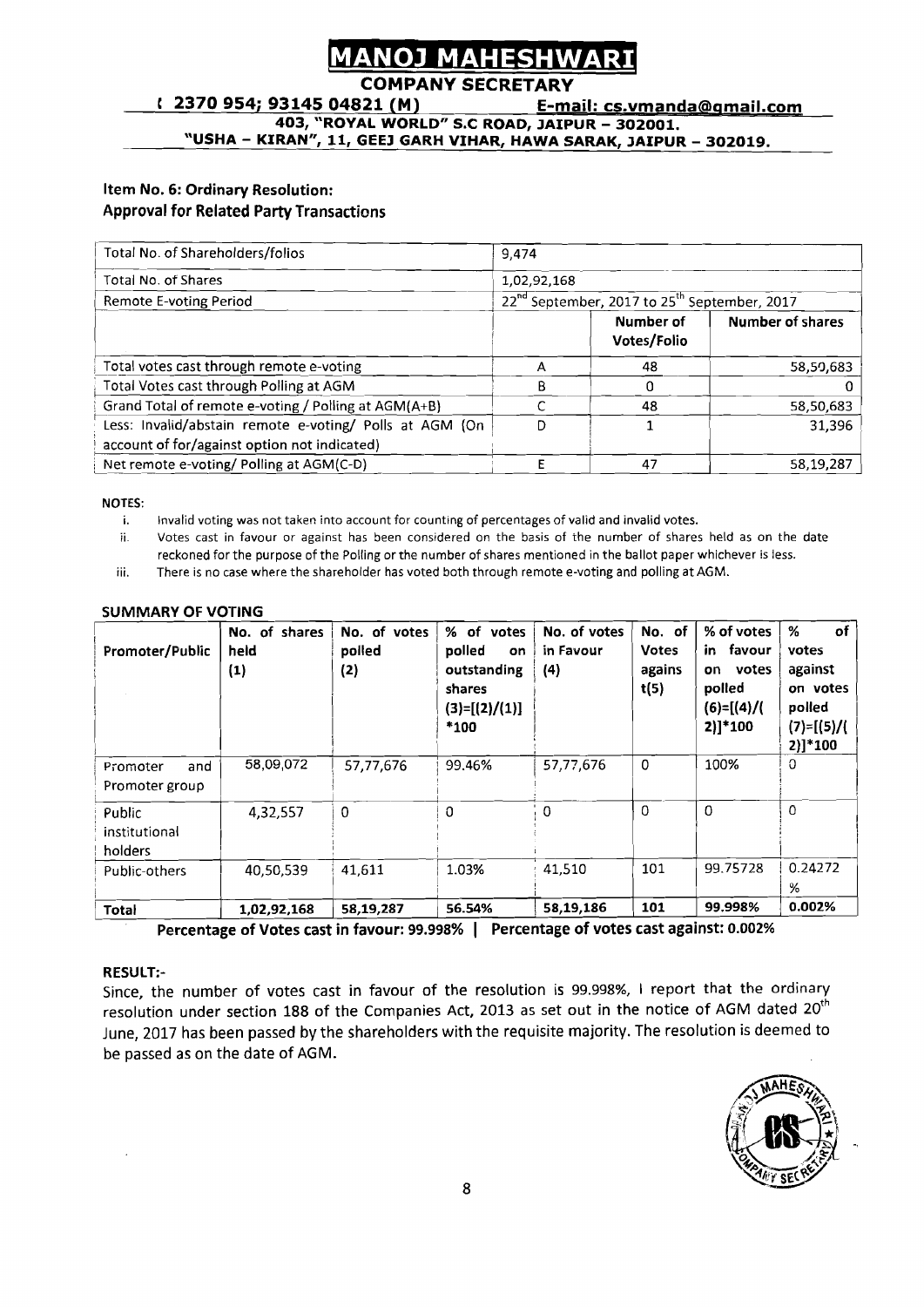# MANOJ MAHESHWARI

**COMPANY SECRETARY**

**( 2370 954; 93145 04821 (M) E-mail: cs.vmanda@gmail.com**

**403, "ROYAL WORLD" S.C ROAD, JAIPUR – 302001.**

**"USHA – KIRAN", 11, GEEJ GARH VIHAR, HAWA SARAK, JAIPUR – 302019.**

**Item No. 6: Ordinary Resolution:**

**Approval for Related Party Transactions**

| Total No. of Shareholders/folios | 9,474 | | |
|---|---|---|---|
| Total No. of Shares | 1,02,92,168 | | |
| Remote E-voting Period | 22nd September, 2017 to 25th September, 2017 | | |
| | | **Number of Votes/Folio** | **Number of shares** |
| Total votes cast through remote e-voting | A | 48 | 58,59,683 |
| Total Votes cast through Polling at AGM | B | 0 | 0 |
| Grand Total of remote e-voting / Polling at AGM(A+B) | C | 48 | 58,50,683 |
| Less: Invalid/abstain remote e-voting/ Polls at AGM (On account of for/against option not indicated) | D | 1 | 31,396 |
| Net remote e-voting/ Polling at AGM(C-D) | E | 47 | 58,19,287 |

**NOTES:**

i. Invalid voting was not taken into account for counting of percentages of valid and invalid votes.

ii. Votes cast in favour or against has been considered on the basis of the number of shares held as on the date reckoned for the purpose of the Polling or the number of shares mentioned in the ballot paper whichever is less.

iii. There is no case where the shareholder has voted both through remote e-voting and polling at AGM.

**SUMMARY OF VOTING**

| Promoter/Public | No. of shares held (1) | No. of votes polled (2) | % of votes polled on outstanding shares (3)=[(2)/(1)] *100 | No. of votes in Favour (4) | No. of Votes against(5) | % of votes in favour on votes polled (6)=[(4)/(2)]*100 | % of votes against on votes polled (7)=[(5)/(2)]*100 |
|---|---|---|---|---|---|---|---|
| Promoter and Promoter group | 58,09,072 | 57,77,676 | 99.46% | 57,77,676 | 0 | 100% | 0 |
| Public institutional holders | 4,32,557 | 0 | 0 | 0 | 0 | 0 | 0 |
| Public-others | 40,50,539 | 41,611 | 1.03% | 41,510 | 101 | 99.75728 | 0.24272 % |
| **Total** | **1,02,92,168** | **58,19,287** | **56.54%** | **58,19,186** | **101** | **99.998%** | **0.002%** |

**Percentage of Votes cast in favour: 99.998% | Percentage of votes cast against: 0.002%**

**RESULT:-**

Since, the number of votes cast in favour of the resolution is 99.998%, I report that the ordinary resolution under section 188 of the Companies Act, 2013 as set out in the notice of AGM dated 20th June, 2017 has been passed by the shareholders with the requisite majority. The resolution is deemed to be passed as on the date of AGM.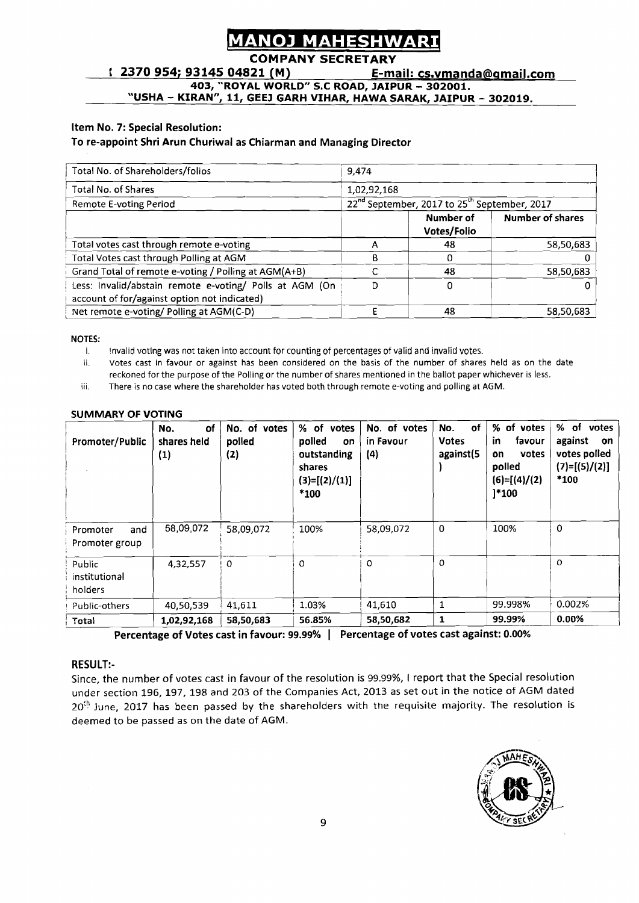# MANOJ MAHESHWARI

**COMPANY SECRETARY**

**✆ 2370 954; 93145 04821 (M) E-mail: cs.vmanda@gmail.com**

**403, "ROYAL WORLD" S.C ROAD, JAIPUR – 302001.**

**"USHA – KIRAN", 11, GEEJ GARH VIHAR, HAWA SARAK, JAIPUR – 302019.**

### Item No. 7: Special Resolution:

### To re-appoint Shri Arun Churiwal as Chairman and Managing Director

| Total No. of Shareholders/folios | 9,474 | | |
|---|---|---|---|
| Total No. of Shares | 1,02,92,168 | | |
| Remote E-voting Period | 22nd September, 2017 to 25th September, 2017 | | |
| | | **Number of Votes/Folio** | **Number of shares** |
| Total votes cast through remote e-voting | A | 48 | 58,50,683 |
| Total Votes cast through Polling at AGM | B | 0 | 0 |
| Grand Total of remote e-voting / Polling at AGM(A+B) | C | 48 | 58,50,683 |
| Less: Invalid/abstain remote e-voting/ Polls at AGM (On account of for/against option not indicated) | D | 0 | 0 |
| Net remote e-voting/ Polling at AGM(C-D) | E | 48 | 58,50,683 |

**NOTES:**

i. Invalid voting was not taken into account for counting of percentages of valid and invalid votes.

ii. Votes cast in favour or against has been considered on the basis of the number of shares held as on the date reckoned for the purpose of the Polling or the number of shares mentioned in the ballot paper whichever is less.

iii. There is no case where the shareholder has voted both through remote e-voting and polling at AGM.

#### SUMMARY OF VOTING

| Promoter/Public | No. of shares held (1) | No. of votes polled (2) | % of votes polled on outstanding shares (3)=[(2)/(1)] *100 | No. of votes in Favour (4) | No. of Votes against(5) | % of votes in favour on votes polled (6)=[(4)/(2)]*100 | % of votes against on votes polled (7)=[(5)/(2)] *100 |
|---|---|---|---|---|---|---|---|
| Promoter and Promoter group | 58,09,072 | 58,09,072 | 100% | 58,09,072 | 0 | 100% | 0 |
| Public institutional holders | 4,32,557 | 0 | 0 | 0 | 0 | | 0 |
| Public-others | 40,50,539 | 41,611 | 1.03% | 41,610 | 1 | 99.998% | 0.002% |
| **Total** | **1,02,92,168** | **58,50,683** | **56.85%** | **58,50,682** | **1** | **99.99%** | **0.00%** |

**Percentage of Votes cast in favour: 99.99% | Percentage of votes cast against: 0.00%**

### RESULT:-

Since, the number of votes cast in favour of the resolution is 99.99%, I report that the Special resolution under section 196, 197, 198 and 203 of the Companies Act, 2013 as set out in the notice of AGM dated 20th June, 2017 has been passed by the shareholders with the requisite majority. The resolution is deemed to be passed as on the date of AGM.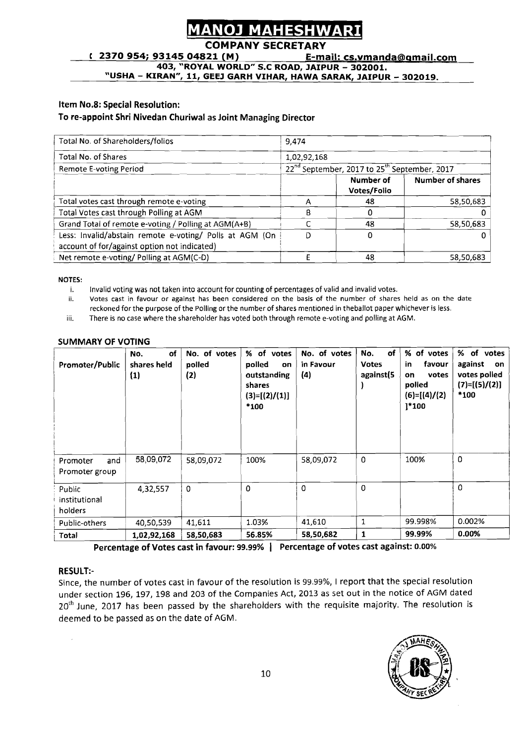# MANOJ MAHESHWARI

**COMPANY SECRETARY**

**( 2370 954; 93145 04821 (M) E-mail: cs.vmanda@gmail.com**

**403, "ROYAL WORLD" S.C ROAD, JAIPUR – 302001.**

**"USHA – KIRAN", 11, GEEJ GARH VIHAR, HAWA SARAK, JAIPUR – 302019.**

**Item No.8: Special Resolution:**

**To re-appoint Shri Nivedan Churiwal as Joint Managing Director**

| Total No. of Shareholders/folios | 9,474 | | |
|---|---|---|---|
| Total No. of Shares | 1,02,92,168 | | |
| Remote E-voting Period | 22nd September, 2017 to 25th September, 2017 | | |
| | | **Number of Votes/Folio** | **Number of shares** |
| Total votes cast through remote e-voting | A | 48 | 58,50,683 |
| Total Votes cast through Polling at AGM | B | 0 | 0 |
| Grand Total of remote e-voting / Polling at AGM(A+B) | C | 48 | 58,50,683 |
| Less: Invalid/abstain remote e-voting/ Polls at AGM (On account of for/against option not indicated) | D | 0 | 0 |
| Net remote e-voting/ Polling at AGM(C-D) | E | 48 | 58,50,683 |

**NOTES:**

i. Invalid voting was not taken into account for counting of percentages of valid and invalid votes.

ii. Votes cast in favour or against has been considered on the basis of the number of shares held as on the date reckoned for the purpose of the Polling or the number of shares mentioned in theballot paper whichever is less.

iii. There is no case where the shareholder has voted both through remote e-voting and polling at AGM.

**SUMMARY OF VOTING**

| Promoter/Public | No. of shares held (1) | No. of votes polled (2) | % of votes polled on outstanding shares (3)=[(2)/(1)] *100 | No. of votes in Favour (4) | No. of Votes against(5) | % of votes in favour on votes polled (6)=[(4)/(2)]*100 | % of votes against on votes polled (7)=[(5)/(2)] *100 |
|---|---|---|---|---|---|---|---|
| Promoter and Promoter group | 58,09,072 | 58,09,072 | 100% | 58,09,072 | 0 | 100% | 0 |
| Public institutional holders | 4,32,557 | 0 | 0 | 0 | 0 | | 0 |
| Public-others | 40,50,539 | 41,611 | 1.03% | 41,610 | 1 | 99.998% | 0.002% |
| **Total** | **1,02,92,168** | **58,50,683** | 56.85% | **58,50,682** | **1** | **99.99%** | **0.00%** |

**Percentage of Votes cast in favour: 99.99% | Percentage of votes cast against: 0.00%**

**RESULT:-**

Since, the number of votes cast in favour of the resolution is 99.99%, I report that the special resolution under section 196, 197, 198 and 203 of the Companies Act, 2013 as set out in the notice of AGM dated 20th June, 2017 has been passed by the shareholders with the requisite majority. The resolution is deemed to be passed as on the date of AGM.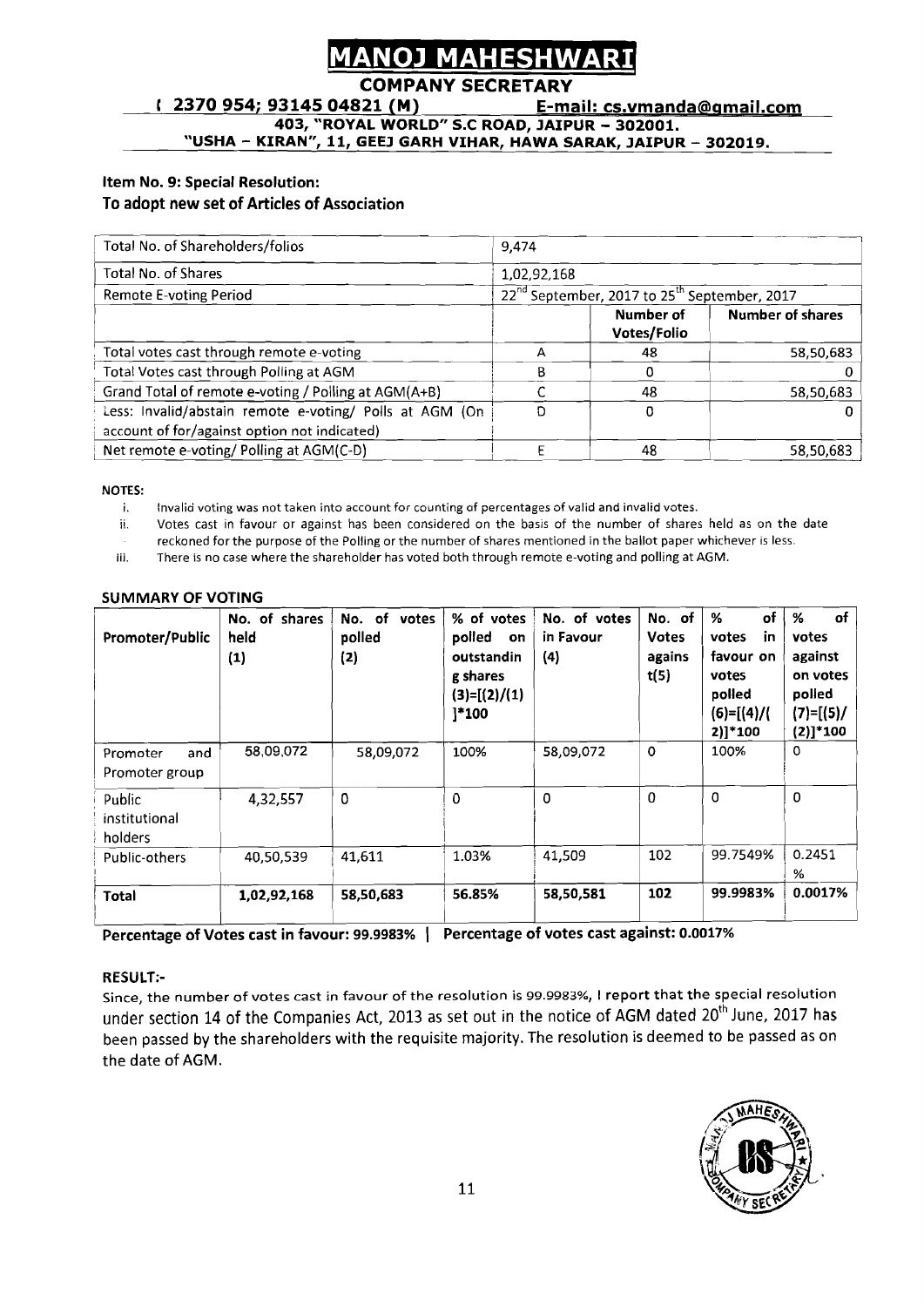# MANOJ MAHESHWARI

**COMPANY SECRETARY**

**( 2370 954; 93145 04821 (M) E-mail: cs.vmanda@gmail.com**

**403, "ROYAL WORLD" S.C ROAD, JAIPUR – 302001.**

**"USHA – KIRAN", 11, GEEJ GARH VIHAR, HAWA SARAK, JAIPUR – 302019.**

## Item No. 9: Special Resolution:
## To adopt new set of Articles of Association

| Total No. of Shareholders/folios | 9,474 | | |
|---|---|---|---|
| Total No. of Shares | 1,02,92,168 | | |
| Remote E-voting Period | 22[nd] September, 2017 to 25[th] September, 2017 | | |
| | | **Number of Votes/Folio** | **Number of shares** |
| Total votes cast through remote e-voting | A | 48 | 58,50,683 |
| Total Votes cast through Polling at AGM | B | 0 | 0 |
| Grand Total of remote e-voting / Polling at AGM(A+B) | C | 48 | 58,50,683 |
| Less: Invalid/abstain remote e-voting/ Polls at AGM (On account of for/against option not indicated) | D | 0 | 0 |
| Net remote e-voting/ Polling at AGM(C-D) | E | 48 | 58,50,683 |

**NOTES:**

i. Invalid voting was not taken into account for counting of percentages of valid and invalid votes.

ii. Votes cast in favour or against has been considered on the basis of the number of shares held as on the date reckoned for the purpose of the Polling or the number of shares mentioned in the ballot paper whichever is less.

iii. There is no case where the shareholder has voted both through remote e-voting and polling at AGM.

### SUMMARY OF VOTING

| Promoter/Public | No. of shares held (1) | No. of votes polled (2) | % of votes polled on outstanding shares (3)=[(2)/(1)]*100 | No. of votes in Favour (4) | No. of Votes against(5) | % of votes in favour on votes polled (6)=[(4)/(2)]*100 | % of votes against on votes polled (7)=[(5)/(2)]*100 |
|---|---|---|---|---|---|---|---|
| Promoter and Promoter group | 58,09,072 | 58,09,072 | 100% | 58,09,072 | 0 | 100% | 0 |
| Public institutional holders | 4,32,557 | 0 | 0 | 0 | 0 | 0 | 0 |
| Public-others | 40,50,539 | 41,611 | 1.03% | 41,509 | 102 | 99.7549% | 0.2451 % |
| **Total** | **1,02,92,168** | **58,50,683** | **56.85%** | **58,50,581** | **102** | **99.9983%** | **0.0017%** |

**Percentage of Votes cast in favour: 99.9983% | Percentage of votes cast against: 0.0017%**

**RESULT:-**

Since, the number of votes cast in favour of the resolution is 99.9983%, I report that the special resolution under section 14 of the Companies Act, 2013 as set out in the notice of AGM dated 20[th] June, 2017 has been passed by the shareholders with the requisite majority. The resolution is deemed to be passed as on the date of AGM.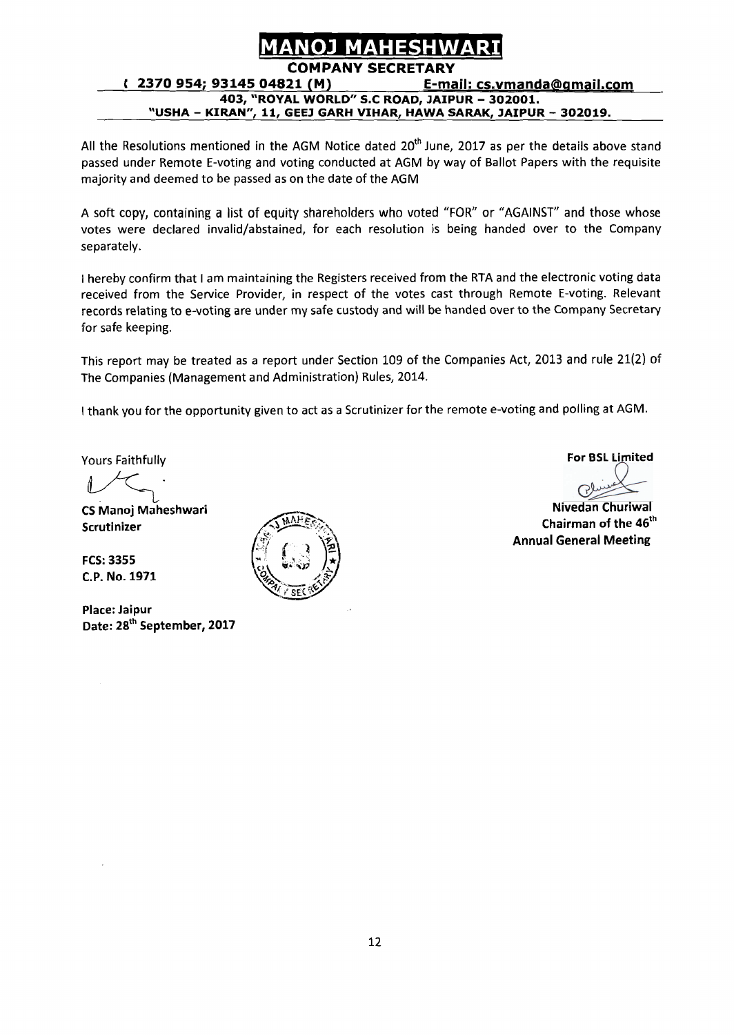# MANOJ MAHESHWARI

**COMPANY SECRETARY**

**( 2370 954; 93145 04821 (M) E-mail: cs.vmanda@gmail.com**

**403, "ROYAL WORLD" S.C ROAD, JAIPUR – 302001.**

**"USHA – KIRAN", 11, GEEJ GARH VIHAR, HAWA SARAK, JAIPUR – 302019.**

All the Resolutions mentioned in the AGM Notice dated 20th June, 2017 as per the details above stand passed under Remote E-voting and voting conducted at AGM by way of Ballot Papers with the requisite majority and deemed to be passed as on the date of the AGM

A soft copy, containing a list of equity shareholders who voted "FOR" or "AGAINST" and those whose votes were declared invalid/abstained, for each resolution is being handed over to the Company separately.

I hereby confirm that I am maintaining the Registers received from the RTA and the electronic voting data received from the Service Provider, in respect of the votes cast through Remote E-voting. Relevant records relating to e-voting are under my safe custody and will be handed over to the Company Secretary for safe keeping.

This report may be treated as a report under Section 109 of the Companies Act, 2013 and rule 21(2) of The Companies (Management and Administration) Rules, 2014.

I thank you for the opportunity given to act as a Scrutinizer for the remote e-voting and polling at AGM.

Yours Faithfully

**CS Manoj Maheshwari**
**Scrutinizer**

**FCS: 3355**
**C.P. No. 1971**

**Place: Jaipur**
**Date: 28th September, 2017**

**For BSL Limited**

**Nivedan Churiwal**
**Chairman of the 46th Annual General Meeting**